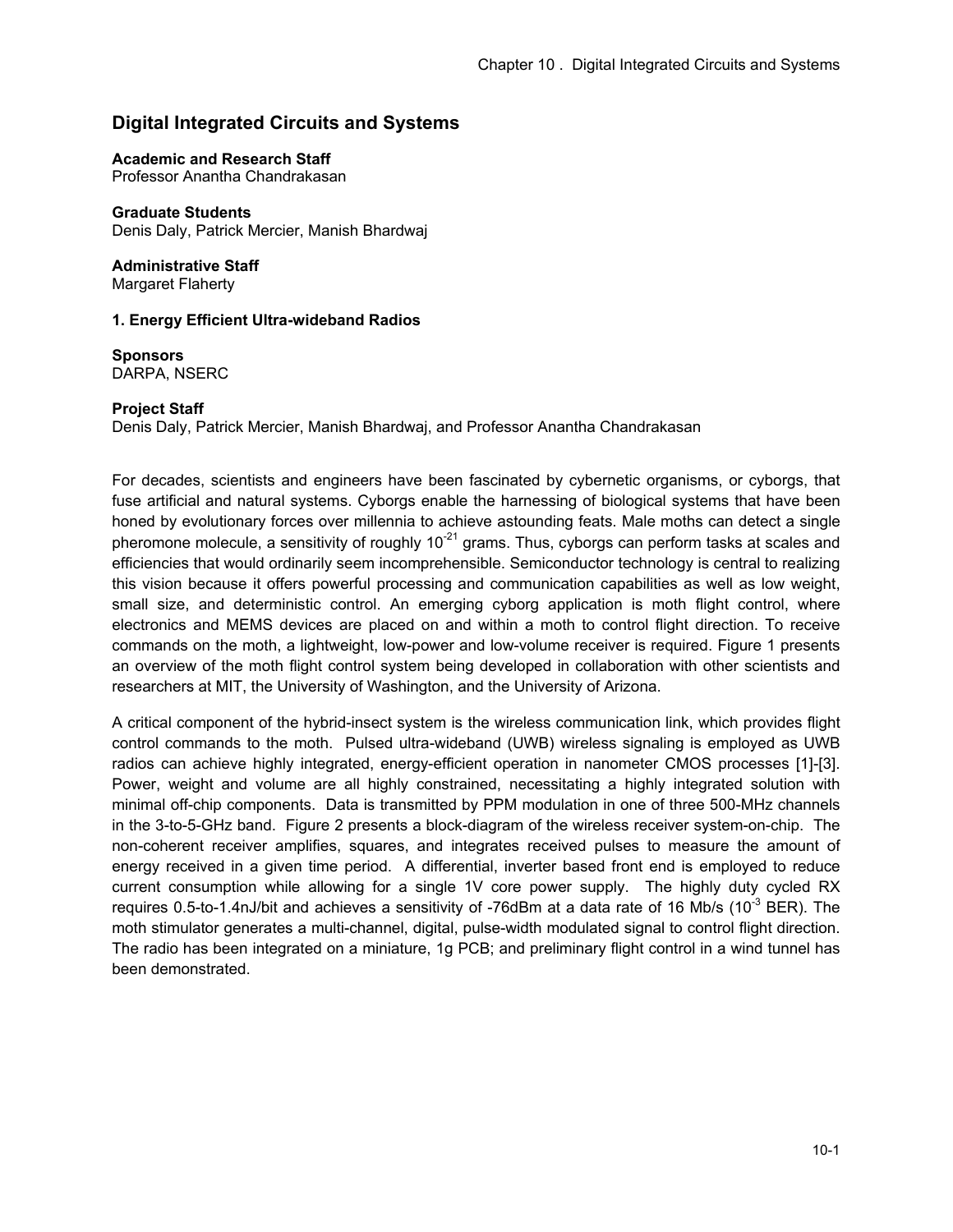# Digital Integrated Circuits and Systems

**Academic and Research Staff**
Professor Anantha Chandrakasan

**Graduate Students**
Denis Daly, Patrick Mercier, Manish Bhardwaj

**Administrative Staff**
Margaret Flaherty

### 1. Energy Efficient Ultra-wideband Radios

**Sponsors**
DARPA, NSERC

**Project Staff**
Denis Daly, Patrick Mercier, Manish Bhardwaj, and Professor Anantha Chandrakasan

For decades, scientists and engineers have been fascinated by cybernetic organisms, or cyborgs, that fuse artificial and natural systems. Cyborgs enable the harnessing of biological systems that have been honed by evolutionary forces over millennia to achieve astounding feats. Male moths can detect a single pheromone molecule, a sensitivity of roughly $10^{-21}$ grams. Thus, cyborgs can perform tasks at scales and efficiencies that would ordinarily seem incomprehensible. Semiconductor technology is central to realizing this vision because it offers powerful processing and communication capabilities as well as low weight, small size, and deterministic control. An emerging cyborg application is moth flight control, where electronics and MEMS devices are placed on and within a moth to control flight direction. To receive commands on the moth, a lightweight, low-power and low-volume receiver is required. Figure 1 presents an overview of the moth flight control system being developed in collaboration with other scientists and researchers at MIT, the University of Washington, and the University of Arizona.

A critical component of the hybrid-insect system is the wireless communication link, which provides flight control commands to the moth. Pulsed ultra-wideband (UWB) wireless signaling is employed as UWB radios can achieve highly integrated, energy-efficient operation in nanometer CMOS processes [1]-[3]. Power, weight and volume are all highly constrained, necessitating a highly integrated solution with minimal off-chip components. Data is transmitted by PPM modulation in one of three 500-MHz channels in the 3-to-5-GHz band. Figure 2 presents a block-diagram of the wireless receiver system-on-chip. The non-coherent receiver amplifies, squares, and integrates received pulses to measure the amount of energy received in a given time period. A differential, inverter based front end is employed to reduce current consumption while allowing for a single 1V core power supply. The highly duty cycled RX requires 0.5-to-1.4nJ/bit and achieves a sensitivity of -76dBm at a data rate of 16 Mb/s ($10^{-3}$ BER). The moth stimulator generates a multi-channel, digital, pulse-width modulated signal to control flight direction. The radio has been integrated on a miniature, 1g PCB; and preliminary flight control in a wind tunnel has been demonstrated.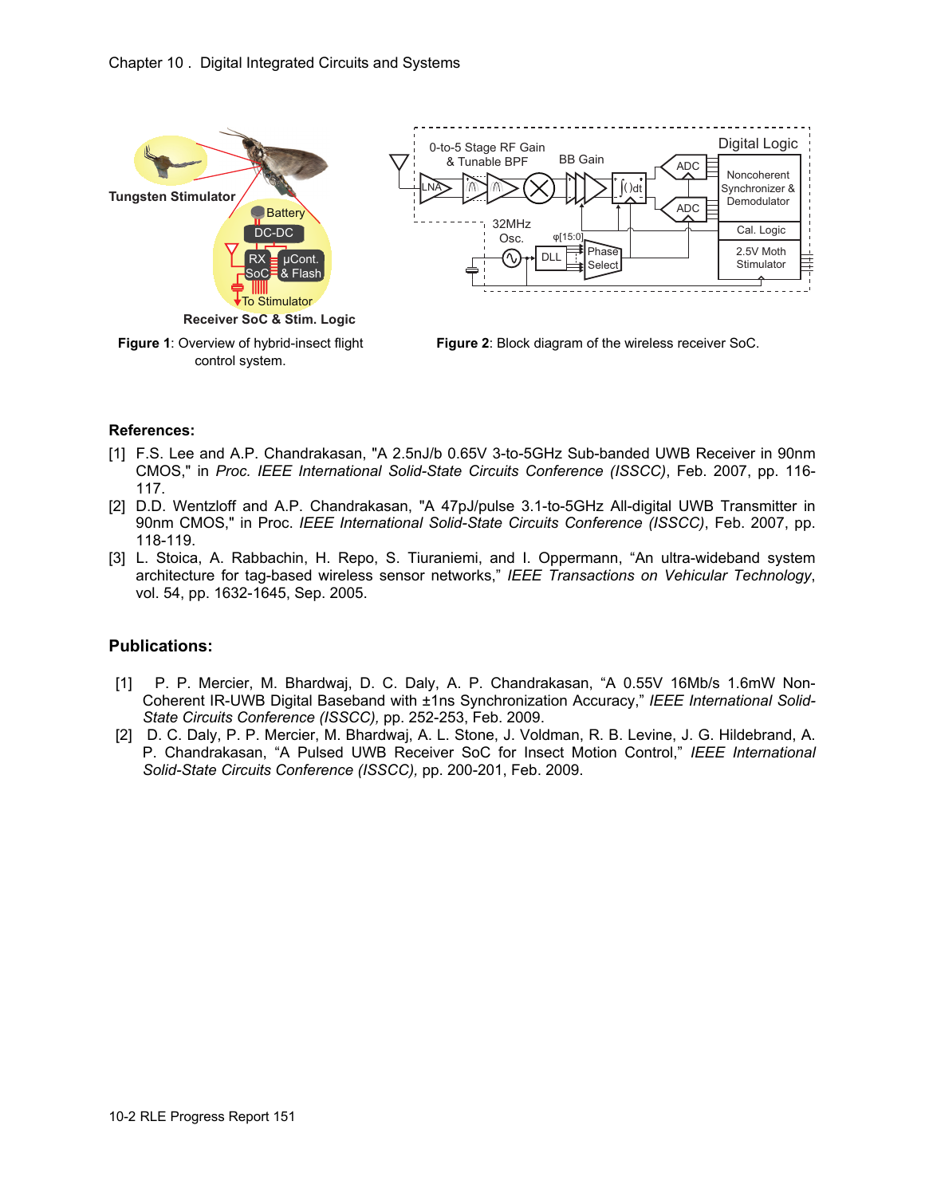Tungsten Stimulator

Battery

DC-DC

RX SoC

μCont. & Flash

To Stimulator

Receiver SoC & Stim. Logic

**Figure 1**: Overview of hybrid-insect flight control system.

0-to-5 Stage RF Gain & Tunable BPF

BB Gain

LNA

∫()dt

ADC

ADC

Digital Logic

Noncoherent Synchronizer & Demodulator

Cal. Logic

2.5V Moth Stimulator

32MHz Osc.

DLL

φ[15:0]

Phase Select

**Figure 2**: Block diagram of the wireless receiver SoC.

### References:

[1] F.S. Lee and A.P. Chandrakasan, "A 2.5nJ/b 0.65V 3-to-5GHz Sub-banded UWB Receiver in 90nm CMOS," in *Proc. IEEE International Solid-State Circuits Conference (ISSCC)*, Feb. 2007, pp. 116-117.

[2] D.D. Wentzloff and A.P. Chandrakasan, "A 47pJ/pulse 3.1-to-5GHz All-digital UWB Transmitter in 90nm CMOS," in Proc. *IEEE International Solid-State Circuits Conference (ISSCC)*, Feb. 2007, pp. 118-119.

[3] L. Stoica, A. Rabbachin, H. Repo, S. Tiuraniemi, and I. Oppermann, "An ultra-wideband system architecture for tag-based wireless sensor networks," *IEEE Transactions on Vehicular Technology*, vol. 54, pp. 1632-1645, Sep. 2005.

### Publications:

[1] P. P. Mercier, M. Bhardwaj, D. C. Daly, A. P. Chandrakasan, "A 0.55V 16Mb/s 1.6mW Non-Coherent IR-UWB Digital Baseband with ±1ns Synchronization Accuracy," *IEEE International Solid-State Circuits Conference (ISSCC),* pp. 252-253, Feb. 2009.

[2] D. C. Daly, P. P. Mercier, M. Bhardwaj, A. L. Stone, J. Voldman, R. B. Levine, J. G. Hildebrand, A. P. Chandrakasan, "A Pulsed UWB Receiver SoC for Insect Motion Control," *IEEE International Solid-State Circuits Conference (ISSCC),* pp. 200-201, Feb. 2009.